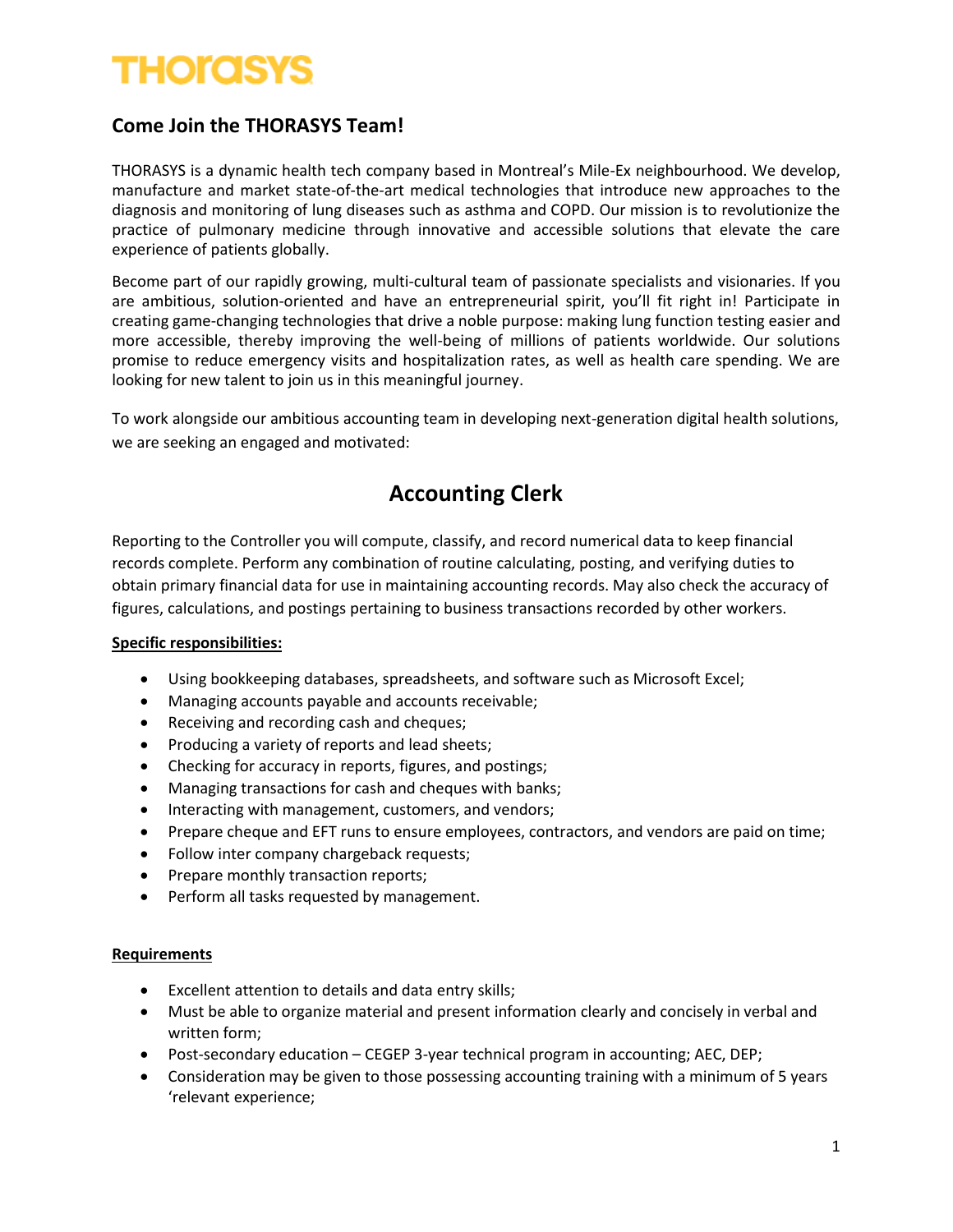# THORASYS

## Come Join the THORASYS Team!

THORASYS is a dynamic health tech company based in Montreal's Mile-Ex neighbourhood. We develop, manufacture and market state-of-the-art medical technologies that introduce new approaches to the diagnosis and monitoring of lung diseases such as asthma and COPD. Our mission is to revolutionize the practice of pulmonary medicine through innovative and accessible solutions that elevate the care experience of patients globally.

Become part of our rapidly growing, multi-cultural team of passionate specialists and visionaries. If you are ambitious, solution-oriented and have an entrepreneurial spirit, you'll fit right in! Participate in creating game-changing technologies that drive a noble purpose: making lung function testing easier and more accessible, thereby improving the well-being of millions of patients worldwide. Our solutions promise to reduce emergency visits and hospitalization rates, as well as health care spending. We are looking for new talent to join us in this meaningful journey.

To work alongside our ambitious accounting team in developing next-generation digital health solutions, we are seeking an engaged and motivated:

## Accounting Clerk

Reporting to the Controller you will compute, classify, and record numerical data to keep financial records complete. Perform any combination of routine calculating, posting, and verifying duties to obtain primary financial data for use in maintaining accounting records. May also check the accuracy of figures, calculations, and postings pertaining to business transactions recorded by other workers.

**Specific responsibilities:**

- Using bookkeeping databases, spreadsheets, and software such as Microsoft Excel;
- Managing accounts payable and accounts receivable;
- Receiving and recording cash and cheques;
- Producing a variety of reports and lead sheets;
- Checking for accuracy in reports, figures, and postings;
- Managing transactions for cash and cheques with banks;
- Interacting with management, customers, and vendors;
- Prepare cheque and EFT runs to ensure employees, contractors, and vendors are paid on time;
- Follow inter company chargeback requests;
- Prepare monthly transaction reports;
- Perform all tasks requested by management.

**Requirements**

- Excellent attention to details and data entry skills;
- Must be able to organize material and present information clearly and concisely in verbal and written form;
- Post-secondary education – CEGEP 3-year technical program in accounting; AEC, DEP;
- Consideration may be given to those possessing accounting training with a minimum of 5 years 'relevant experience;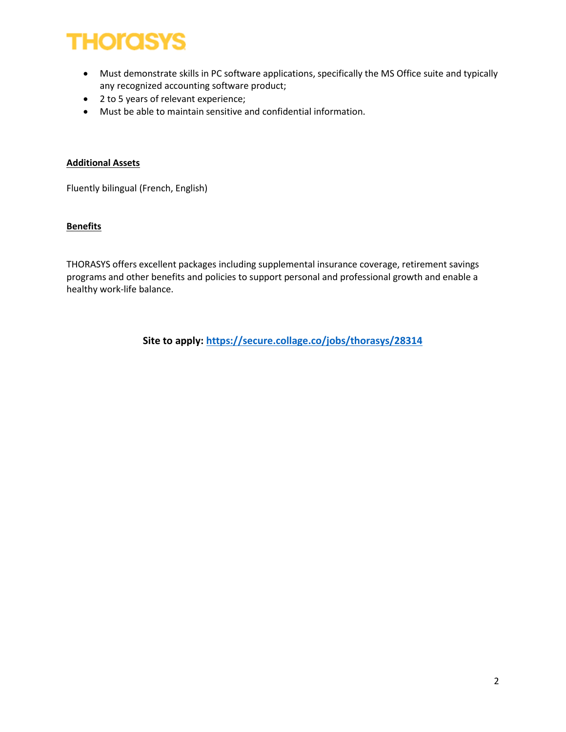- Must demonstrate skills in PC software applications, specifically the MS Office suite and typically any recognized accounting software product;
- 2 to 5 years of relevant experience;
- Must be able to maintain sensitive and confidential information.

## Additional Assets

Fluently bilingual (French, English)

## Benefits

THORASYS offers excellent packages including supplemental insurance coverage, retirement savings programs and other benefits and policies to support personal and professional growth and enable a healthy work-life balance.

**Site to apply: [https://secure.collage.co/jobs/thorasys/28314](https://secure.collage.co/jobs/thorasys/28314)**